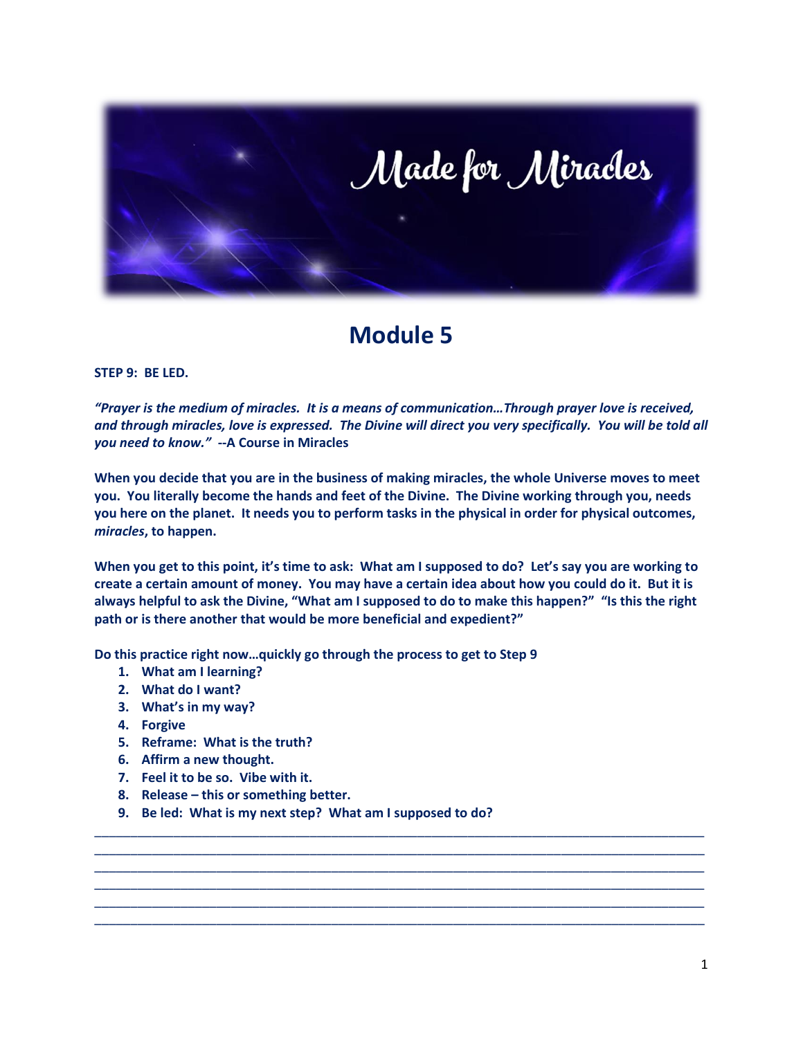# Made for Miracles

## Module 5

**STEP 9: BE LED.**

***"Prayer is the medium of miracles. It is a means of communication…Through prayer love is received, and through miracles, love is expressed. The Divine will direct you very specifically. You will be told all you need to know."*** **--A Course in Miracles**

**When you decide that you are in the business of making miracles, the whole Universe moves to meet you. You literally become the hands and feet of the Divine. The Divine working through you, needs you here on the planet. It needs you to perform tasks in the physical in order for physical outcomes, *miracles*, to happen.**

**When you get to this point, it's time to ask: What am I supposed to do? Let's say you are working to create a certain amount of money. You may have a certain idea about how you could do it. But it is always helpful to ask the Divine, "What am I supposed to do to make this happen?" "Is this the right path or is there another that would be more beneficial and expedient?"**

**Do this practice right now…quickly go through the process to get to Step 9**

1. **What am I learning?**
2. **What do I want?**
3. **What's in my way?**
4. **Forgive**
5. **Reframe: What is the truth?**
6. **Affirm a new thought.**
7. **Feel it to be so. Vibe with it.**
8. **Release – this or something better.**
9. **Be led: What is my next step? What am I supposed to do?**

\_\_\_\_\_\_\_\_\_\_\_\_\_\_\_\_\_\_\_\_\_\_\_\_\_\_\_\_\_\_\_\_\_\_\_\_\_\_\_\_\_\_\_\_\_\_\_\_\_\_\_\_\_\_\_\_\_\_\_\_\_\_\_\_\_\_\_\_\_\_\_\_\_\_\_\_\_\_
\_\_\_\_\_\_\_\_\_\_\_\_\_\_\_\_\_\_\_\_\_\_\_\_\_\_\_\_\_\_\_\_\_\_\_\_\_\_\_\_\_\_\_\_\_\_\_\_\_\_\_\_\_\_\_\_\_\_\_\_\_\_\_\_\_\_\_\_\_\_\_\_\_\_\_\_\_\_
\_\_\_\_\_\_\_\_\_\_\_\_\_\_\_\_\_\_\_\_\_\_\_\_\_\_\_\_\_\_\_\_\_\_\_\_\_\_\_\_\_\_\_\_\_\_\_\_\_\_\_\_\_\_\_\_\_\_\_\_\_\_\_\_\_\_\_\_\_\_\_\_\_\_\_\_\_\_
\_\_\_\_\_\_\_\_\_\_\_\_\_\_\_\_\_\_\_\_\_\_\_\_\_\_\_\_\_\_\_\_\_\_\_\_\_\_\_\_\_\_\_\_\_\_\_\_\_\_\_\_\_\_\_\_\_\_\_\_\_\_\_\_\_\_\_\_\_\_\_\_\_\_\_\_\_\_
\_\_\_\_\_\_\_\_\_\_\_\_\_\_\_\_\_\_\_\_\_\_\_\_\_\_\_\_\_\_\_\_\_\_\_\_\_\_\_\_\_\_\_\_\_\_\_\_\_\_\_\_\_\_\_\_\_\_\_\_\_\_\_\_\_\_\_\_\_\_\_\_\_\_\_\_\_\_
\_\_\_\_\_\_\_\_\_\_\_\_\_\_\_\_\_\_\_\_\_\_\_\_\_\_\_\_\_\_\_\_\_\_\_\_\_\_\_\_\_\_\_\_\_\_\_\_\_\_\_\_\_\_\_\_\_\_\_\_\_\_\_\_\_\_\_\_\_\_\_\_\_\_\_\_\_\_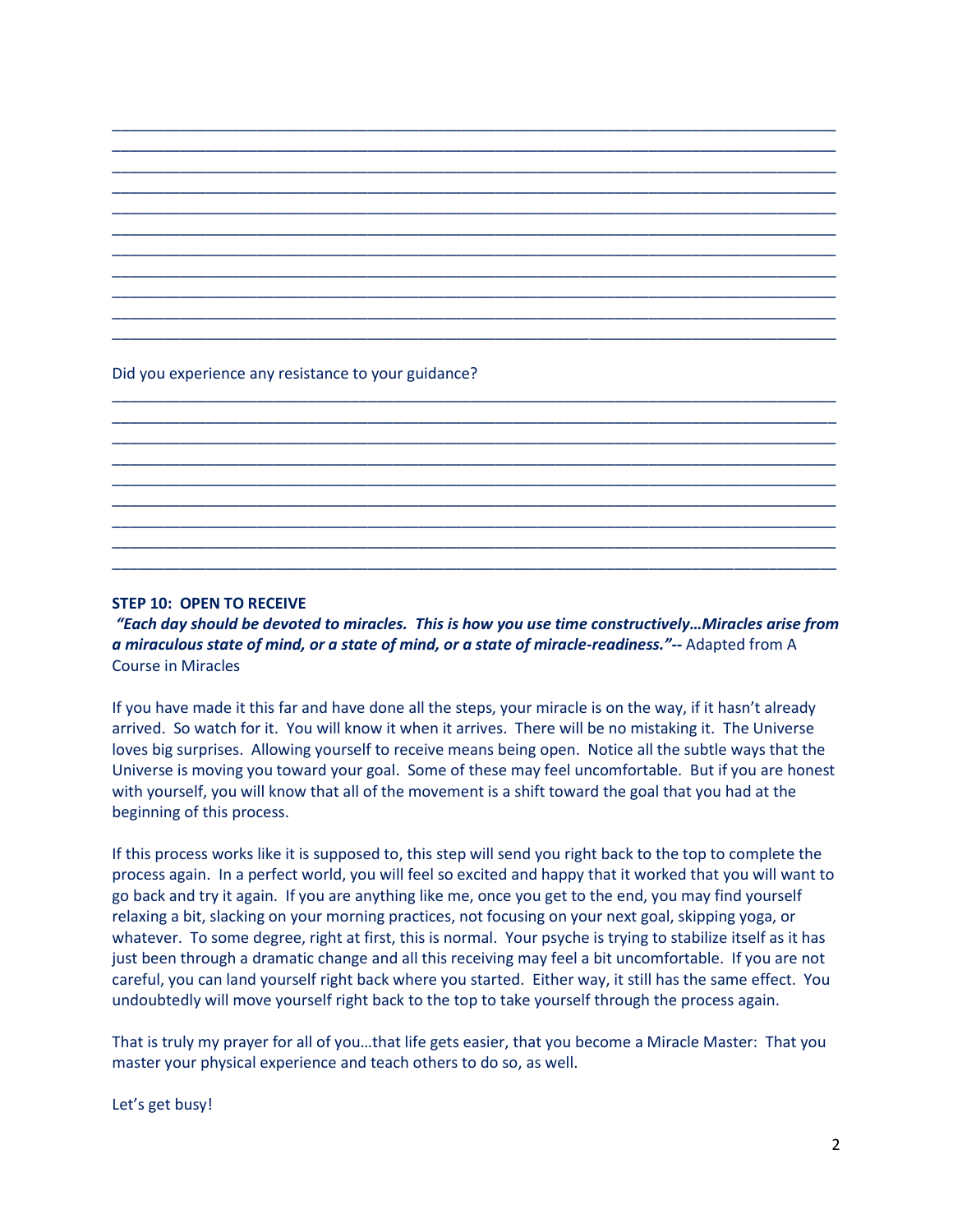\_\_\_\_\_\_\_\_\_\_\_\_\_\_\_\_\_\_\_\_\_\_\_\_\_\_\_\_\_\_\_\_\_\_\_\_\_\_\_\_\_\_\_\_\_\_\_\_\_\_\_\_\_\_\_\_\_\_\_\_\_\_\_\_\_\_\_\_\_\_\_\_\_\_\_\_\_\_

\_\_\_\_\_\_\_\_\_\_\_\_\_\_\_\_\_\_\_\_\_\_\_\_\_\_\_\_\_\_\_\_\_\_\_\_\_\_\_\_\_\_\_\_\_\_\_\_\_\_\_\_\_\_\_\_\_\_\_\_\_\_\_\_\_\_\_\_\_\_\_\_\_\_\_\_\_\_

\_\_\_\_\_\_\_\_\_\_\_\_\_\_\_\_\_\_\_\_\_\_\_\_\_\_\_\_\_\_\_\_\_\_\_\_\_\_\_\_\_\_\_\_\_\_\_\_\_\_\_\_\_\_\_\_\_\_\_\_\_\_\_\_\_\_\_\_\_\_\_\_\_\_\_\_\_\_

\_\_\_\_\_\_\_\_\_\_\_\_\_\_\_\_\_\_\_\_\_\_\_\_\_\_\_\_\_\_\_\_\_\_\_\_\_\_\_\_\_\_\_\_\_\_\_\_\_\_\_\_\_\_\_\_\_\_\_\_\_\_\_\_\_\_\_\_\_\_\_\_\_\_\_\_\_\_

\_\_\_\_\_\_\_\_\_\_\_\_\_\_\_\_\_\_\_\_\_\_\_\_\_\_\_\_\_\_\_\_\_\_\_\_\_\_\_\_\_\_\_\_\_\_\_\_\_\_\_\_\_\_\_\_\_\_\_\_\_\_\_\_\_\_\_\_\_\_\_\_\_\_\_\_\_\_

\_\_\_\_\_\_\_\_\_\_\_\_\_\_\_\_\_\_\_\_\_\_\_\_\_\_\_\_\_\_\_\_\_\_\_\_\_\_\_\_\_\_\_\_\_\_\_\_\_\_\_\_\_\_\_\_\_\_\_\_\_\_\_\_\_\_\_\_\_\_\_\_\_\_\_\_\_\_

\_\_\_\_\_\_\_\_\_\_\_\_\_\_\_\_\_\_\_\_\_\_\_\_\_\_\_\_\_\_\_\_\_\_\_\_\_\_\_\_\_\_\_\_\_\_\_\_\_\_\_\_\_\_\_\_\_\_\_\_\_\_\_\_\_\_\_\_\_\_\_\_\_\_\_\_\_\_

\_\_\_\_\_\_\_\_\_\_\_\_\_\_\_\_\_\_\_\_\_\_\_\_\_\_\_\_\_\_\_\_\_\_\_\_\_\_\_\_\_\_\_\_\_\_\_\_\_\_\_\_\_\_\_\_\_\_\_\_\_\_\_\_\_\_\_\_\_\_\_\_\_\_\_\_\_\_

\_\_\_\_\_\_\_\_\_\_\_\_\_\_\_\_\_\_\_\_\_\_\_\_\_\_\_\_\_\_\_\_\_\_\_\_\_\_\_\_\_\_\_\_\_\_\_\_\_\_\_\_\_\_\_\_\_\_\_\_\_\_\_\_\_\_\_\_\_\_\_\_\_\_\_\_\_\_

\_\_\_\_\_\_\_\_\_\_\_\_\_\_\_\_\_\_\_\_\_\_\_\_\_\_\_\_\_\_\_\_\_\_\_\_\_\_\_\_\_\_\_\_\_\_\_\_\_\_\_\_\_\_\_\_\_\_\_\_\_\_\_\_\_\_\_\_\_\_\_\_\_\_\_\_\_\_

\_\_\_\_\_\_\_\_\_\_\_\_\_\_\_\_\_\_\_\_\_\_\_\_\_\_\_\_\_\_\_\_\_\_\_\_\_\_\_\_\_\_\_\_\_\_\_\_\_\_\_\_\_\_\_\_\_\_\_\_\_\_\_\_\_\_\_\_\_\_\_\_\_\_\_\_\_\_

Did you experience any resistance to your guidance?

\_\_\_\_\_\_\_\_\_\_\_\_\_\_\_\_\_\_\_\_\_\_\_\_\_\_\_\_\_\_\_\_\_\_\_\_\_\_\_\_\_\_\_\_\_\_\_\_\_\_\_\_\_\_\_\_\_\_\_\_\_\_\_\_\_\_\_\_\_\_\_\_\_\_\_\_\_\_

\_\_\_\_\_\_\_\_\_\_\_\_\_\_\_\_\_\_\_\_\_\_\_\_\_\_\_\_\_\_\_\_\_\_\_\_\_\_\_\_\_\_\_\_\_\_\_\_\_\_\_\_\_\_\_\_\_\_\_\_\_\_\_\_\_\_\_\_\_\_\_\_\_\_\_\_\_\_

\_\_\_\_\_\_\_\_\_\_\_\_\_\_\_\_\_\_\_\_\_\_\_\_\_\_\_\_\_\_\_\_\_\_\_\_\_\_\_\_\_\_\_\_\_\_\_\_\_\_\_\_\_\_\_\_\_\_\_\_\_\_\_\_\_\_\_\_\_\_\_\_\_\_\_\_\_\_

\_\_\_\_\_\_\_\_\_\_\_\_\_\_\_\_\_\_\_\_\_\_\_\_\_\_\_\_\_\_\_\_\_\_\_\_\_\_\_\_\_\_\_\_\_\_\_\_\_\_\_\_\_\_\_\_\_\_\_\_\_\_\_\_\_\_\_\_\_\_\_\_\_\_\_\_\_\_

\_\_\_\_\_\_\_\_\_\_\_\_\_\_\_\_\_\_\_\_\_\_\_\_\_\_\_\_\_\_\_\_\_\_\_\_\_\_\_\_\_\_\_\_\_\_\_\_\_\_\_\_\_\_\_\_\_\_\_\_\_\_\_\_\_\_\_\_\_\_\_\_\_\_\_\_\_\_

\_\_\_\_\_\_\_\_\_\_\_\_\_\_\_\_\_\_\_\_\_\_\_\_\_\_\_\_\_\_\_\_\_\_\_\_\_\_\_\_\_\_\_\_\_\_\_\_\_\_\_\_\_\_\_\_\_\_\_\_\_\_\_\_\_\_\_\_\_\_\_\_\_\_\_\_\_\_

\_\_\_\_\_\_\_\_\_\_\_\_\_\_\_\_\_\_\_\_\_\_\_\_\_\_\_\_\_\_\_\_\_\_\_\_\_\_\_\_\_\_\_\_\_\_\_\_\_\_\_\_\_\_\_\_\_\_\_\_\_\_\_\_\_\_\_\_\_\_\_\_\_\_\_\_\_\_

\_\_\_\_\_\_\_\_\_\_\_\_\_\_\_\_\_\_\_\_\_\_\_\_\_\_\_\_\_\_\_\_\_\_\_\_\_\_\_\_\_\_\_\_\_\_\_\_\_\_\_\_\_\_\_\_\_\_\_\_\_\_\_\_\_\_\_\_\_\_\_\_\_\_\_\_\_\_

\_\_\_\_\_\_\_\_\_\_\_\_\_\_\_\_\_\_\_\_\_\_\_\_\_\_\_\_\_\_\_\_\_\_\_\_\_\_\_\_\_\_\_\_\_\_\_\_\_\_\_\_\_\_\_\_\_\_\_\_\_\_\_\_\_\_\_\_\_\_\_\_\_\_\_\_\_\_

**STEP 10: OPEN TO RECEIVE**

***"Each day should be devoted to miracles. This is how you use time constructively…Miracles arise from a miraculous state of mind, or a state of mind, or a state of miracle-readiness."--*** Adapted from A Course in Miracles

If you have made it this far and have done all the steps, your miracle is on the way, if it hasn't already arrived. So watch for it. You will know it when it arrives. There will be no mistaking it. The Universe loves big surprises. Allowing yourself to receive means being open. Notice all the subtle ways that the Universe is moving you toward your goal. Some of these may feel uncomfortable. But if you are honest with yourself, you will know that all of the movement is a shift toward the goal that you had at the beginning of this process.

If this process works like it is supposed to, this step will send you right back to the top to complete the process again. In a perfect world, you will feel so excited and happy that it worked that you will want to go back and try it again. If you are anything like me, once you get to the end, you may find yourself relaxing a bit, slacking on your morning practices, not focusing on your next goal, skipping yoga, or whatever. To some degree, right at first, this is normal. Your psyche is trying to stabilize itself as it has just been through a dramatic change and all this receiving may feel a bit uncomfortable. If you are not careful, you can land yourself right back where you started. Either way, it still has the same effect. You undoubtedly will move yourself right back to the top to take yourself through the process again.

That is truly my prayer for all of you…that life gets easier, that you become a Miracle Master: That you master your physical experience and teach others to do so, as well.

Let's get busy!